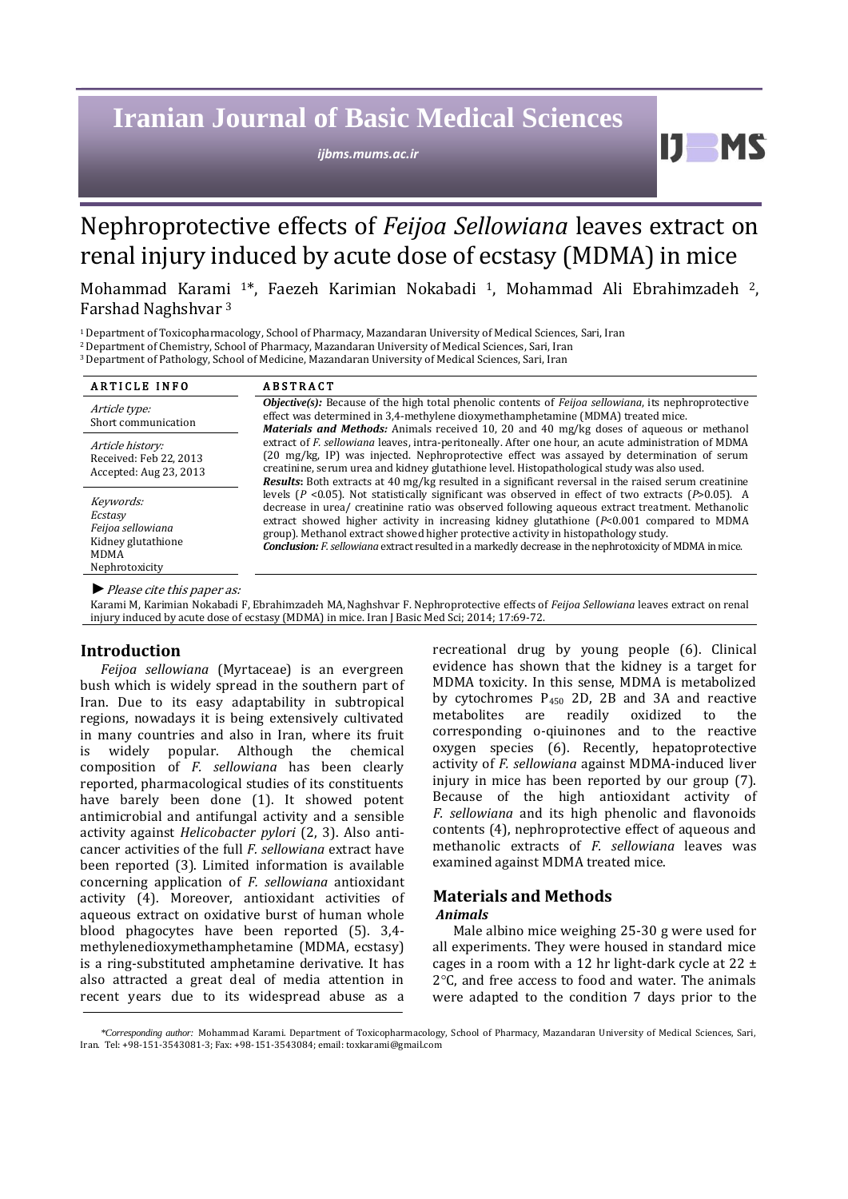# Nephroprotective effects of *Feijoa Sellowiana* leaves extract on renal injury induced by acute dose of ecstasy (MDMA) in mice

Mohammad Karami [1]*, Faezeh Karimian Nokabadi [1], Mohammad Ali Ebrahimzadeh [2], Farshad Naghshvar [3]

[1] Department of Toxicopharmacology, School of Pharmacy, Mazandaran University of Medical Sciences, Sari, Iran
[2] Department of Chemistry, School of Pharmacy, Mazandaran University of Medical Sciences, Sari, Iran
[3] Department of Pathology, School of Medicine, Mazandaran University of Medical Sciences, Sari, Iran

**ARTICLE INFO**

*Article type:*
Short communication

*Article history:*
Received: Feb 22, 2013
Accepted: Aug 23, 2013

*Keywords:*
*Ecstasy*
*Feijoa sellowiana*
Kidney glutathione
MDMA
Nephrotoxicity

**ABSTRACT**

***Objective(s):*** Because of the high total phenolic contents of *Feijoa sellowiana*, its nephroprotective effect was determined in 3,4-methylene dioxymethamphetamine (MDMA) treated mice.

***Materials and Methods:*** Animals received 10, 20 and 40 mg/kg doses of aqueous or methanol extract of *F. sellowiana* leaves, intra-peritoneally. After one hour, an acute administration of MDMA (20 mg/kg, IP) was injected. Nephroprotective effect was assayed by determination of serum creatinine, serum urea and kidney glutathione level. Histopathological study was also used.

***Results*:** Both extracts at 40 mg/kg resulted in a significant reversal in the raised serum creatinine levels ($P$ <0.05). Not statistically significant was observed in effect of two extracts ($P$>0.05). A decrease in urea/ creatinine ratio was observed following aqueous extract treatment. Methanolic extract showed higher activity in increasing kidney glutathione ($P$<0.001 compared to MDMA group). Methanol extract showed higher protective activity in histopathology study.

***Conclusion:*** *F. sellowiana* extract resulted in a markedly decrease in the nephrotoxicity of MDMA in mice.

► *Please cite this paper as:*

Karami M, Karimian Nokabadi F, Ebrahimzadeh MA, Naghshvar F. Nephroprotective effects of *Feijoa Sellowiana* leaves extract on renal injury induced by acute dose of ecstasy (MDMA) in mice. Iran J Basic Med Sci; 2014; 17:69-72.

## Introduction

*Feijoa sellowiana* (Myrtaceae) is an evergreen bush which is widely spread in the southern part of Iran. Due to its easy adaptability in subtropical regions, nowadays it is being extensively cultivated in many countries and also in Iran, where its fruit is widely popular. Although the chemical composition of *F. sellowiana* has been clearly reported, pharmacological studies of its constituents have barely been done (1). It showed potent antimicrobial and antifungal activity and a sensible activity against *Helicobacter pylori* (2, 3). Also anti-cancer activities of the full *F. sellowiana* extract have been reported (3). Limited information is available concerning application of *F. sellowiana* antioxidant activity (4). Moreover, antioxidant activities of aqueous extract on oxidative burst of human whole blood phagocytes have been reported (5). 3,4-methylenedioxymethamphetamine (MDMA, ecstasy) is a ring-substituted amphetamine derivative. It has also attracted a great deal of media attention in recent years due to its widespread abuse as a recreational drug by young people (6). Clinical evidence has shown that the kidney is a target for MDMA toxicity. In this sense, MDMA is metabolized by cytochromes $P_{450}$ 2D, 2B and 3A and reactive metabolites are readily oxidized to the corresponding o-qiuinones and to the reactive oxygen species (6). Recently, hepatoprotective activity of *F. sellowiana* against MDMA-induced liver injury in mice has been reported by our group (7). Because of the high antioxidant activity of *F. sellowiana* and its high phenolic and flavonoids contents (4), nephroprotective effect of aqueous and methanolic extracts of *F. sellowiana* leaves was examined against MDMA treated mice.

## Materials and Methods

### *Animals*

Male albino mice weighing 25-30 g were used for all experiments. They were housed in standard mice cages in a room with a 12 hr light-dark cycle at 22 ± 2°C, and free access to food and water. The animals were adapted to the condition 7 days prior to the

*Corresponding author:* Mohammad Karami. Department of Toxicopharmacology, School of Pharmacy, Mazandaran University of Medical Sciences, Sari, Iran. Tel: +98-151-3543081-3; Fax: +98-151-3543084; email: toxkarami@gmail.com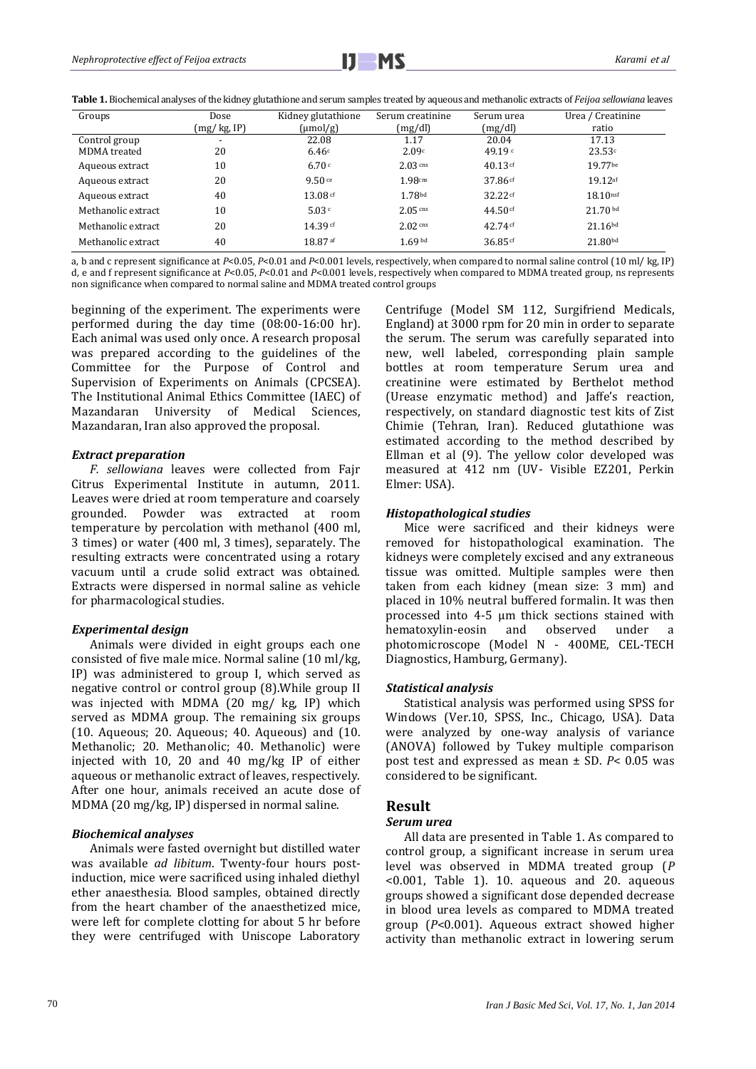**Table 1.** Biochemical analyses of the kidney glutathione and serum samples treated by aqueous and methanolic extracts of *Feijoa sellowiana* leaves

| Groups | Dose (mg/ kg, IP) | Kidney glutathione (µmol/g) | Serum creatinine (mg/dl) | Serum urea (mg/dl) | Urea / Creatinine ratio |
|---|---|---|---|---|---|
| Control group | - | 22.08 | 1.17 | 20.04 | 17.13 |
| MDMA treated | 20 | 6.46[c] | 2.09[c] | 49.19[c] | 23.53[c] |
| Aqueous extract | 10 | 6.70[c] | 2.03[cns] | 40.13[cf] | 19.77[be] |
| Aqueous extract | 20 | 9.50[ce] | 1.98[cns] | 37.86[cf] | 19.12[af] |
| Aqueous extract | 40 | 13.08[cf] | 1.78[bd] | 32.22[cf] | 18.10[nsf] |
| Methanolic extract | 10 | 5.03[c] | 2.05[cns] | 44.50[cf] | 21.70[bd] |
| Methanolic extract | 20 | 14.39[cf] | 2.02[cns] | 42.74[cf] | 21.16[bd] |
| Methanolic extract | 40 | 18.87[af] | 1.69[bd] | 36.85[cf] | 21.80[bd] |

a, b and c represent significance at $P<0.05$, $P<0.01$ and $P<0.001$ levels, respectively, when compared to normal saline control (10 ml/ kg, IP) d, e and f represent significance at $P<0.05$, $P<0.01$ and $P<0.001$ levels, respectively when compared to MDMA treated group, ns represents non significance when compared to normal saline and MDMA treated control groups

beginning of the experiment. The experiments were performed during the day time (08:00-16:00 hr). Each animal was used only once. A research proposal was prepared according to the guidelines of the Committee for the Purpose of Control and Supervision of Experiments on Animals (CPCSEA). The Institutional Animal Ethics Committee (IAEC) of Mazandaran University of Medical Sciences, Mazandaran, Iran also approved the proposal.

### *Extract preparation*

*F. sellowiana* leaves were collected from Fajr Citrus Experimental Institute in autumn, 2011. Leaves were dried at room temperature and coarsely grounded. Powder was extracted at room temperature by percolation with methanol (400 ml, 3 times) or water (400 ml, 3 times), separately. The resulting extracts were concentrated using a rotary vacuum until a crude solid extract was obtained. Extracts were dispersed in normal saline as vehicle for pharmacological studies.

### *Experimental design*

Animals were divided in eight groups each one consisted of five male mice. Normal saline (10 ml/kg, IP) was administered to group I, which served as negative control or control group (8).While group II was injected with MDMA (20 mg/ kg, IP) which served as MDMA group. The remaining six groups (10. Aqueous; 20. Aqueous; 40. Aqueous) and (10. Methanolic; 20. Methanolic; 40. Methanolic) were injected with 10, 20 and 40 mg/kg IP of either aqueous or methanolic extract of leaves, respectively. After one hour, animals received an acute dose of MDMA (20 mg/kg, IP) dispersed in normal saline.

### *Biochemical analyses*

Animals were fasted overnight but distilled water was available *ad libitum*. Twenty-four hours post-induction, mice were sacrificed using inhaled diethyl ether anaesthesia. Blood samples, obtained directly from the heart chamber of the anaesthetized mice, were left for complete clotting for about 5 hr before they were centrifuged with Uniscope Laboratory Centrifuge (Model SM 112, Surgifriend Medicals, England) at 3000 rpm for 20 min in order to separate the serum. The serum was carefully separated into new, well labeled, corresponding plain sample bottles at room temperature Serum urea and creatinine were estimated by Berthelot method (Urease enzymatic method) and Jaffe's reaction, respectively, on standard diagnostic test kits of Zist Chimie (Tehran, Iran). Reduced glutathione was estimated according to the method described by Ellman et al (9). The yellow color developed was measured at 412 nm (UV- Visible EZ201, Perkin Elmer: USA).

### *Histopathological studies*

Mice were sacrificed and their kidneys were removed for histopathological examination. The kidneys were completely excised and any extraneous tissue was omitted. Multiple samples were then taken from each kidney (mean size: 3 mm) and placed in 10% neutral buffered formalin. It was then processed into 4-5 µm thick sections stained with hematoxylin-eosin and observed under a photomicroscope (Model N - 400ME, CEL-TECH Diagnostics, Hamburg, Germany).

### *Statistical analysis*

Statistical analysis was performed using SPSS for Windows (Ver.10, SPSS, Inc., Chicago, USA). Data were analyzed by one-way analysis of variance (ANOVA) followed by Tukey multiple comparison post test and expressed as mean ± SD. $P< 0.05$ was considered to be significant.

## Result

### *Serum urea*

All data are presented in Table 1. As compared to control group, a significant increase in serum urea level was observed in MDMA treated group ($P<0.001$, Table 1). 10. aqueous and 20. aqueous groups showed a significant dose depended decrease in blood urea levels as compared to MDMA treated group ($P<0.001$). Aqueous extract showed higher activity than methanolic extract in lowering serum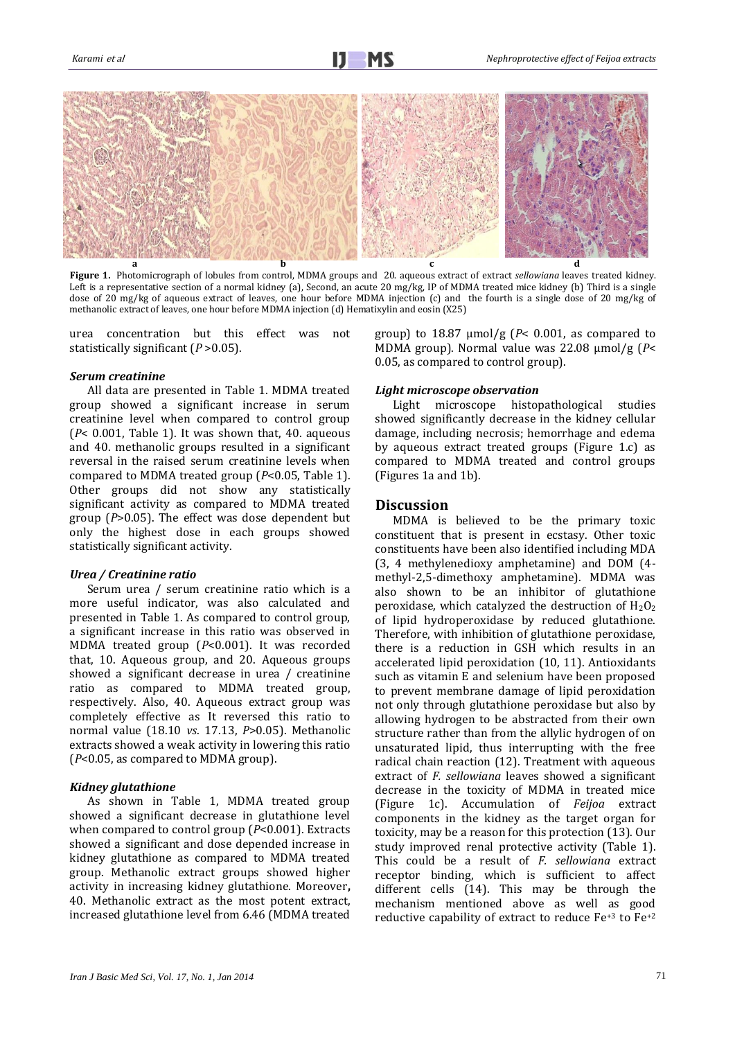a b c d

**Figure 1.** Photomicrograph of lobules from control, MDMA groups and 20. aqueous extract of extract *sellowiana* leaves treated kidney. Left is a representative section of a normal kidney (a), Second, an acute 20 mg/kg, IP of MDMA treated mice kidney (b) Third is a single dose of 20 mg/kg of aqueous extract of leaves, one hour before MDMA injection (c) and the fourth is a single dose of 20 mg/kg of methanolic extract of leaves, one hour before MDMA injection (d) Hematixylin and eosin (X25)

urea concentration but this effect was not statistically significant ($P > 0.05$).

### *Serum creatinine*

All data are presented in Table 1. MDMA treated group showed a significant increase in serum creatinine level when compared to control group ($P < 0.001$, Table 1). It was shown that, 40. aqueous and 40. methanolic groups resulted in a significant reversal in the raised serum creatinine levels when compared to MDMA treated group ($P < 0.05$, Table 1). Other groups did not show any statistically significant activity as compared to MDMA treated group ($P > 0.05$). The effect was dose dependent but only the highest dose in each groups showed statistically significant activity.

### *Urea / Creatinine ratio*

Serum urea / serum creatinine ratio which is a more useful indicator, was also calculated and presented in Table 1. As compared to control group, a significant increase in this ratio was observed in MDMA treated group ($P < 0.001$). It was recorded that, 10. Aqueous group, and 20. Aqueous groups showed a significant decrease in urea / creatinine ratio as compared to MDMA treated group, respectively. Also, 40. Aqueous extract group was completely effective as It reversed this ratio to normal value (18.10 *vs*. 17.13, $P > 0.05$). Methanolic extracts showed a weak activity in lowering this ratio ($P < 0.05$, as compared to MDMA group).

### *Kidney glutathione*

As shown in Table 1, MDMA treated group showed a significant decrease in glutathione level when compared to control group ($P < 0.001$). Extracts showed a significant and dose depended increase in kidney glutathione as compared to MDMA treated group. Methanolic extract groups showed higher activity in increasing kidney glutathione. Moreover**,** 40. Methanolic extract as the most potent extract, increased glutathione level from 6.46 (MDMA treated group) to 18.87 µmol/g ($P < 0.001$, as compared to MDMA group). Normal value was 22.08 µmol/g ($P < 0.05$, as compared to control group).

### *Light microscope observation*

Light microscope histopathological studies showed significantly decrease in the kidney cellular damage, including necrosis; hemorrhage and edema by aqueous extract treated groups (Figure 1.c) as compared to MDMA treated and control groups (Figures 1a and 1b).

## Discussion

MDMA is believed to be the primary toxic constituent that is present in ecstasy. Other toxic constituents have been also identified including MDA (3, 4 methylenedioxy amphetamine) and DOM (4-methyl-2,5-dimethoxy amphetamine). MDMA was also shown to be an inhibitor of glutathione peroxidase, which catalyzed the destruction of $H_2O_2$ of lipid hydroperoxidase by reduced glutathione. Therefore, with inhibition of glutathione peroxidase, there is a reduction in GSH which results in an accelerated lipid peroxidation (10, 11). Antioxidants such as vitamin E and selenium have been proposed to prevent membrane damage of lipid peroxidation not only through glutathione peroxidase but also by allowing hydrogen to be abstracted from their own structure rather than from the allylic hydrogen of on unsaturated lipid, thus interrupting with the free radical chain reaction (12). Treatment with aqueous extract of *F. sellowiana* leaves showed a significant decrease in the toxicity of MDMA in treated mice (Figure 1c). Accumulation of *Feijoa* extract components in the kidney as the target organ for toxicity, may be a reason for this protection (13). Our study improved renal protective activity (Table 1). This could be a result of *F. sellowiana* extract receptor binding, which is sufficient to affect different cells (14). This may be through the mechanism mentioned above as well as good reductive capability of extract to reduce $Fe^{+3}$ to $Fe^{+2}$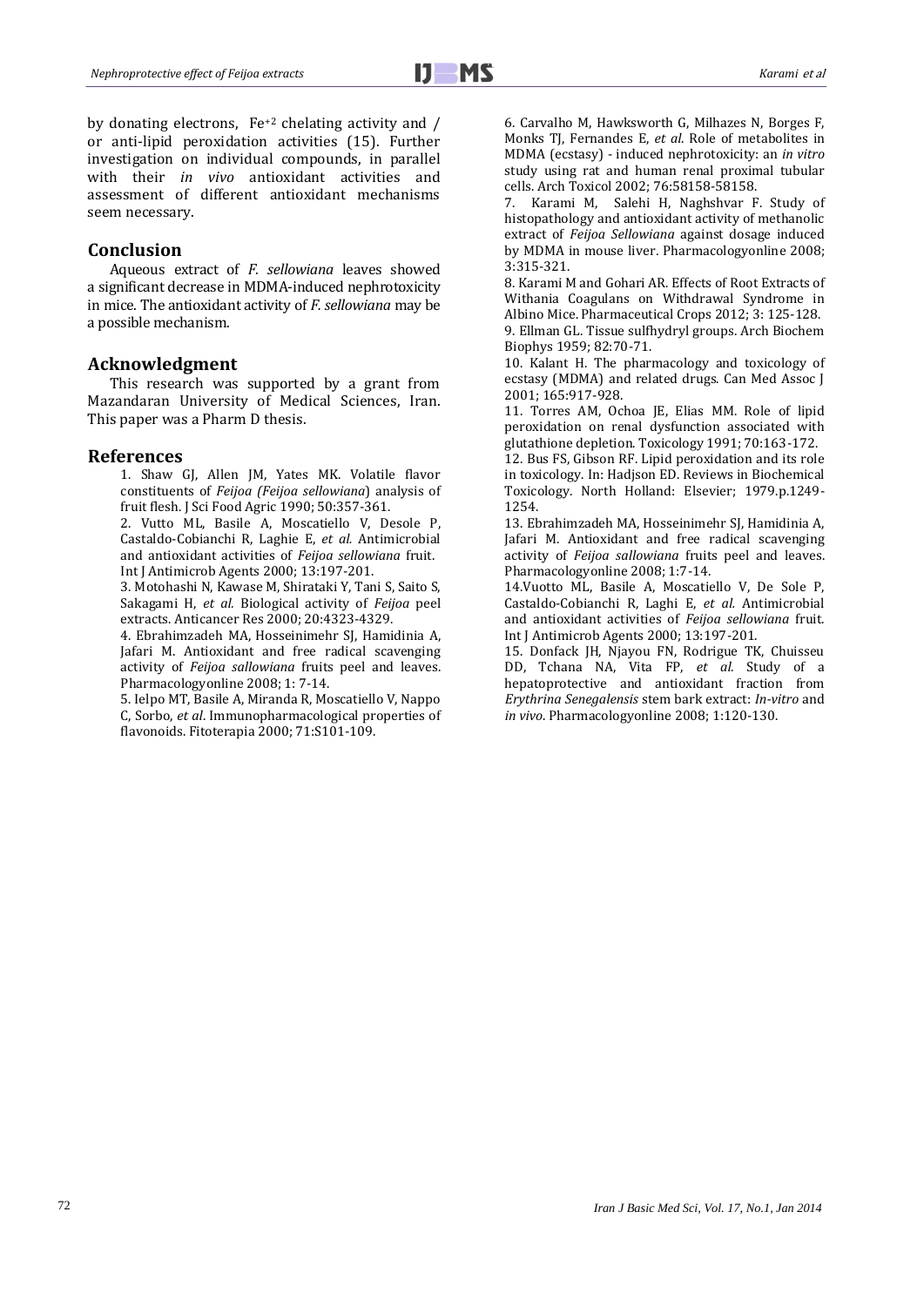by donating electrons, $Fe^{+2}$ chelating activity and / or anti-lipid peroxidation activities (15). Further investigation on individual compounds, in parallel with their *in vivo* antioxidant activities and assessment of different antioxidant mechanisms seem necessary.

## Conclusion

Aqueous extract of *F. sellowiana* leaves showed a significant decrease in MDMA-induced nephrotoxicity in mice. The antioxidant activity of *F. sellowiana* may be a possible mechanism.

## Acknowledgment

This research was supported by a grant from Mazandaran University of Medical Sciences, Iran. This paper was a Pharm D thesis.

## References

1. Shaw GJ, Allen JM, Yates MK. Volatile flavor constituents of *Feijoa (Feijoa sellowiana*) analysis of fruit flesh. J Sci Food Agric 1990; 50:357-361.
2. Vutto ML, Basile A, Moscatiello V, Desole P, Castaldo-Cobianchi R, Laghie E, *et al.* Antimicrobial and antioxidant activities of *Feijoa sellowiana* fruit. Int J Antimicrob Agents 2000; 13:197-201.
3. Motohashi N, Kawase M, Shirataki Y, Tani S, Saito S, Sakagami H, *et al.* Biological activity of *Feijoa* peel extracts. Anticancer Res 2000; 20:4323-4329.
4. Ebrahimzadeh MA, Hosseinimehr SJ, Hamidinia A, Jafari M. Antioxidant and free radical scavenging activity of *Feijoa sallowiana* fruits peel and leaves. Pharmacologyonline 2008; 1: 7-14.
5. Ielpo MT, Basile A, Miranda R, Moscatiello V, Nappo C, Sorbo, *et al*. Immunopharmacological properties of flavonoids. Fitoterapia 2000; 71:S101-109.
6. Carvalho M, Hawksworth G, Milhazes N, Borges F, Monks TJ, Fernandes E, *et al*. Role of metabolites in MDMA (ecstasy) - induced nephrotoxicity: an *in vitro* study using rat and human renal proximal tubular cells. Arch Toxicol 2002; 76:58158-58158.
7. Karami M, Salehi H, Naghshvar F. Study of histopathology and antioxidant activity of methanolic extract of *Feijoa Sellowiana* against dosage induced by MDMA in mouse liver. Pharmacologyonline 2008; 3:315-321.
8. Karami M and Gohari AR. Effects of Root Extracts of Withania Coagulans on Withdrawal Syndrome in Albino Mice. Pharmaceutical Crops 2012; 3: 125-128.
9. Ellman GL. Tissue sulfhydryl groups. Arch Biochem Biophys 1959; 82:70-71.
10. Kalant H. The pharmacology and toxicology of ecstasy (MDMA) and related drugs. Can Med Assoc J 2001; 165:917-928.
11. Torres AM, Ochoa JE, Elias MM. Role of lipid peroxidation on renal dysfunction associated with glutathione depletion. Toxicology 1991; 70:163-172.
12. Bus FS, Gibson RF. Lipid peroxidation and its role in toxicology. In: Hadjson ED. Reviews in Biochemical Toxicology. North Holland: Elsevier; 1979.p.1249-1254.
13. Ebrahimzadeh MA, Hosseinimehr SJ, Hamidinia A, Jafari M. Antioxidant and free radical scavenging activity of *Feijoa sallowiana* fruits peel and leaves. Pharmacologyonline 2008; 1:7-14.
14. Vuotto ML, Basile A, Moscatiello V, De Sole P, Castaldo-Cobianchi R, Laghi E, *et al.* Antimicrobial and antioxidant activities of *Feijoa sellowiana* fruit. Int J Antimicrob Agents 2000; 13:197-201.
15. Donfack JH, Njayou FN, Rodrigue TK, Chuisseu DD, Tchana NA, Vita FP, *et al.* Study of a hepatoprotective and antioxidant fraction from *Erythrina Senegalensis* stem bark extract: *In-vitro* and *in vivo*. Pharmacologyonline 2008; 1:120-130.